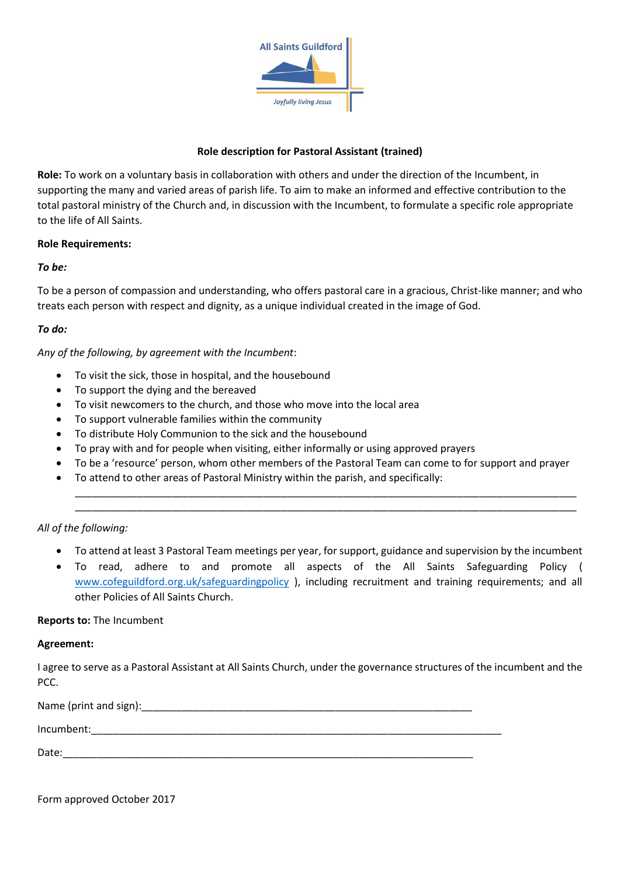All Saints Guildford

*Joyfully living Jesus*

**Role description for Pastoral Assistant (trained)**

**Role:** To work on a voluntary basis in collaboration with others and under the direction of the Incumbent, in supporting the many and varied areas of parish life. To aim to make an informed and effective contribution to the total pastoral ministry of the Church and, in discussion with the Incumbent, to formulate a specific role appropriate to the life of All Saints.

**Role Requirements:**

***To be:***

To be a person of compassion and understanding, who offers pastoral care in a gracious, Christ-like manner; and who treats each person with respect and dignity, as a unique individual created in the image of God.

***To do:***

*Any of the following, by agreement with the Incumbent*:

- To visit the sick, those in hospital, and the housebound
- To support the dying and the bereaved
- To visit newcomers to the church, and those who move into the local area
- To support vulnerable families within the community
- To distribute Holy Communion to the sick and the housebound
- To pray with and for people when visiting, either informally or using approved prayers
- To be a 'resource' person, whom other members of the Pastoral Team can come to for support and prayer
- To attend to other areas of Pastoral Ministry within the parish, and specifically: ______________________________________________________________________________ ______________________________________________________________________________

*All of the following:*

- To attend at least 3 Pastoral Team meetings per year, for support, guidance and supervision by the incumbent
- To read, adhere to and promote all aspects of the All Saints Safeguarding Policy ( www.cofeguildford.org.uk/safeguardingpolicy ), including recruitment and training requirements; and all other Policies of All Saints Church.

**Reports to:** The Incumbent

**Agreement:**

I agree to serve as a Pastoral Assistant at All Saints Church, under the governance structures of the incumbent and the PCC.

Name (print and sign):____________________________________________________________

Incumbent:______________________________________________________________________

Date:___________________________________________________________________________

Form approved October 2017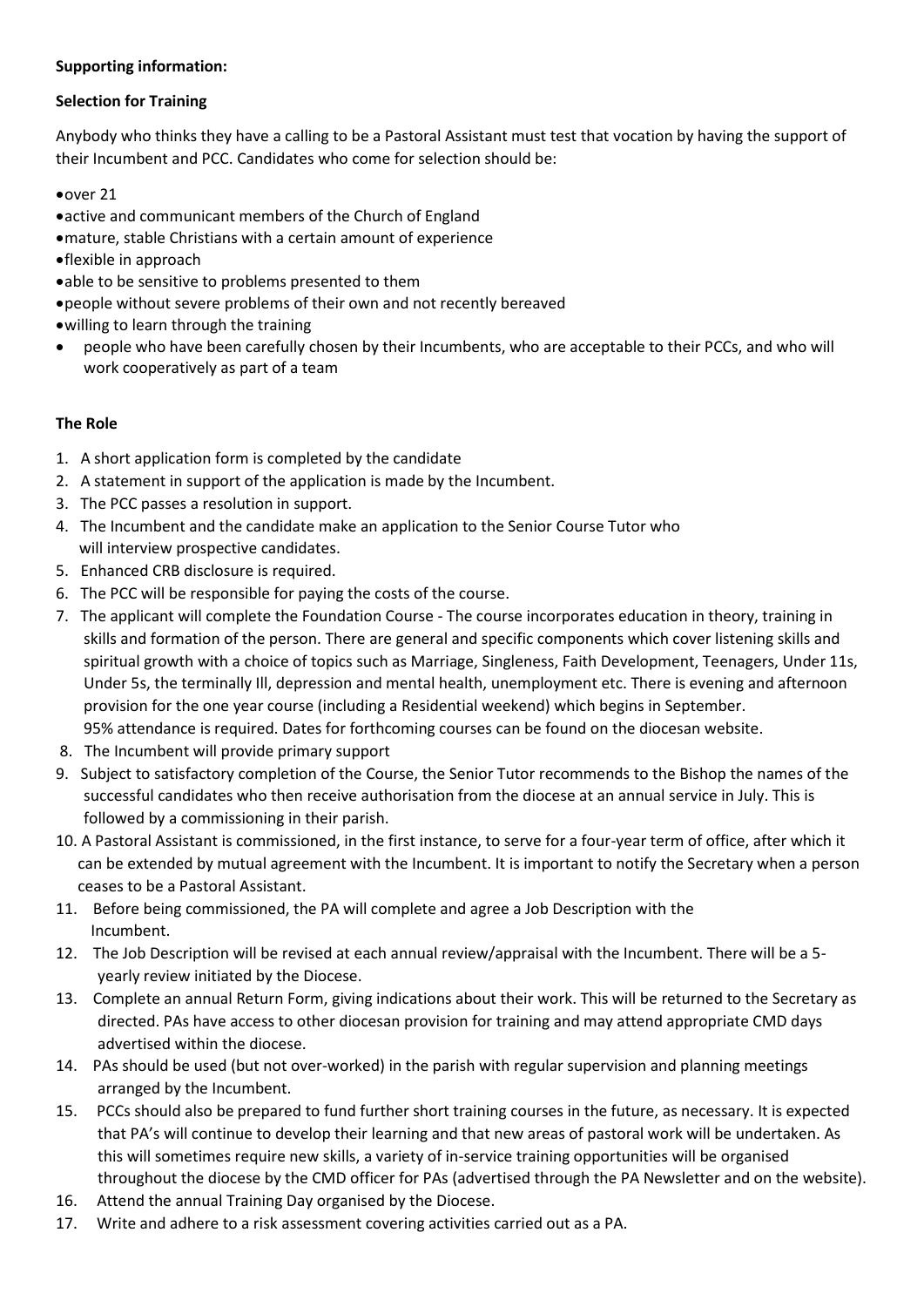**Supporting information:**

**Selection for Training**

Anybody who thinks they have a calling to be a Pastoral Assistant must test that vocation by having the support of their Incumbent and PCC. Candidates who come for selection should be:

- over 21
- active and communicant members of the Church of England
- mature, stable Christians with a certain amount of experience
- flexible in approach
- able to be sensitive to problems presented to them
- people without severe problems of their own and not recently bereaved
- willing to learn through the training
- people who have been carefully chosen by their Incumbents, who are acceptable to their PCCs, and who will work cooperatively as part of a team

**The Role**

1. A short application form is completed by the candidate
2. A statement in support of the application is made by the Incumbent.
3. The PCC passes a resolution in support.
4. The Incumbent and the candidate make an application to the Senior Course Tutor who will interview prospective candidates.
5. Enhanced CRB disclosure is required.
6. The PCC will be responsible for paying the costs of the course.
7. The applicant will complete the Foundation Course - The course incorporates education in theory, training in skills and formation of the person. There are general and specific components which cover listening skills and spiritual growth with a choice of topics such as Marriage, Singleness, Faith Development, Teenagers, Under 11s, Under 5s, the terminally Ill, depression and mental health, unemployment etc. There is evening and afternoon provision for the one year course (including a Residential weekend) which begins in September. 95% attendance is required. Dates for forthcoming courses can be found on the diocesan website.
8. The Incumbent will provide primary support
9. Subject to satisfactory completion of the Course, the Senior Tutor recommends to the Bishop the names of the successful candidates who then receive authorisation from the diocese at an annual service in July. This is followed by a commissioning in their parish.
10. A Pastoral Assistant is commissioned, in the first instance, to serve for a four-year term of office, after which it can be extended by mutual agreement with the Incumbent. It is important to notify the Secretary when a person ceases to be a Pastoral Assistant.
11. Before being commissioned, the PA will complete and agree a Job Description with the Incumbent.
12. The Job Description will be revised at each annual review/appraisal with the Incumbent. There will be a 5-yearly review initiated by the Diocese.
13. Complete an annual Return Form, giving indications about their work. This will be returned to the Secretary as directed. PAs have access to other diocesan provision for training and may attend appropriate CMD days advertised within the diocese.
14. PAs should be used (but not over-worked) in the parish with regular supervision and planning meetings arranged by the Incumbent.
15. PCCs should also be prepared to fund further short training courses in the future, as necessary. It is expected that PA's will continue to develop their learning and that new areas of pastoral work will be undertaken. As this will sometimes require new skills, a variety of in-service training opportunities will be organised throughout the diocese by the CMD officer for PAs (advertised through the PA Newsletter and on the website).
16. Attend the annual Training Day organised by the Diocese.
17. Write and adhere to a risk assessment covering activities carried out as a PA.